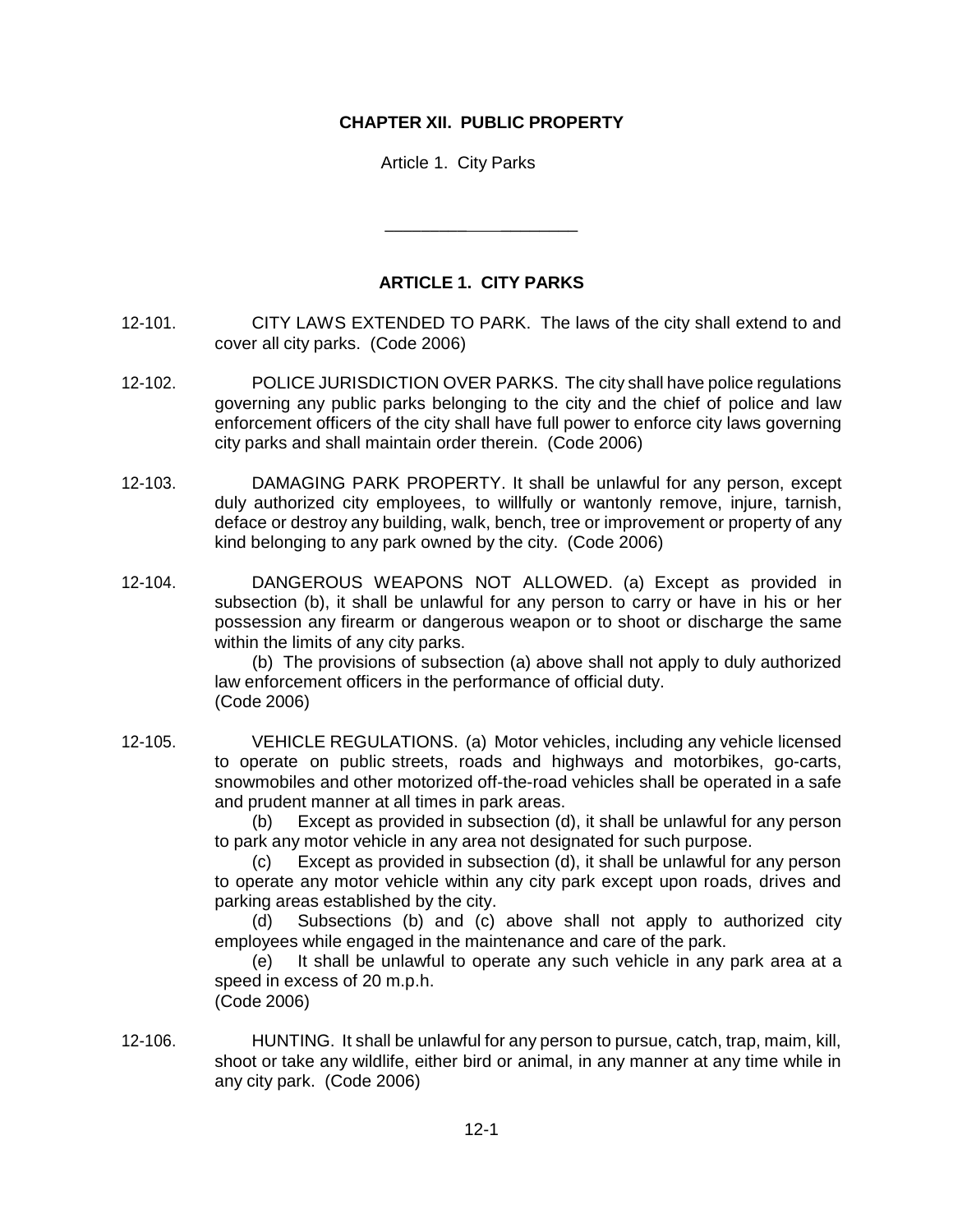# CHAPTER XII. PUBLIC PROPERTY

Article 1. City Parks

---

## ARTICLE 1. CITY PARKS

12-101. CITY LAWS EXTENDED TO PARK. The laws of the city shall extend to and cover all city parks. (Code 2006)

12-102. POLICE JURISDICTION OVER PARKS. The city shall have police regulations governing any public parks belonging to the city and the chief of police and law enforcement officers of the city shall have full power to enforce city laws governing city parks and shall maintain order therein. (Code 2006)

12-103. DAMAGING PARK PROPERTY. It shall be unlawful for any person, except duly authorized city employees, to willfully or wantonly remove, injure, tarnish, deface or destroy any building, walk, bench, tree or improvement or property of any kind belonging to any park owned by the city. (Code 2006)

12-104. DANGEROUS WEAPONS NOT ALLOWED. (a) Except as provided in subsection (b), it shall be unlawful for any person to carry or have in his or her possession any firearm or dangerous weapon or to shoot or discharge the same within the limits of any city parks.

(b) The provisions of subsection (a) above shall not apply to duly authorized law enforcement officers in the performance of official duty.
(Code 2006)

12-105. VEHICLE REGULATIONS. (a) Motor vehicles, including any vehicle licensed to operate on public streets, roads and highways and motorbikes, go-carts, snowmobiles and other motorized off-the-road vehicles shall be operated in a safe and prudent manner at all times in park areas.

(b) Except as provided in subsection (d), it shall be unlawful for any person to park any motor vehicle in any area not designated for such purpose.

(c) Except as provided in subsection (d), it shall be unlawful for any person to operate any motor vehicle within any city park except upon roads, drives and parking areas established by the city.

(d) Subsections (b) and (c) above shall not apply to authorized city employees while engaged in the maintenance and care of the park.

(e) It shall be unlawful to operate any such vehicle in any park area at a speed in excess of 20 m.p.h.
(Code 2006)

12-106. HUNTING. It shall be unlawful for any person to pursue, catch, trap, maim, kill, shoot or take any wildlife, either bird or animal, in any manner at any time while in any city park. (Code 2006)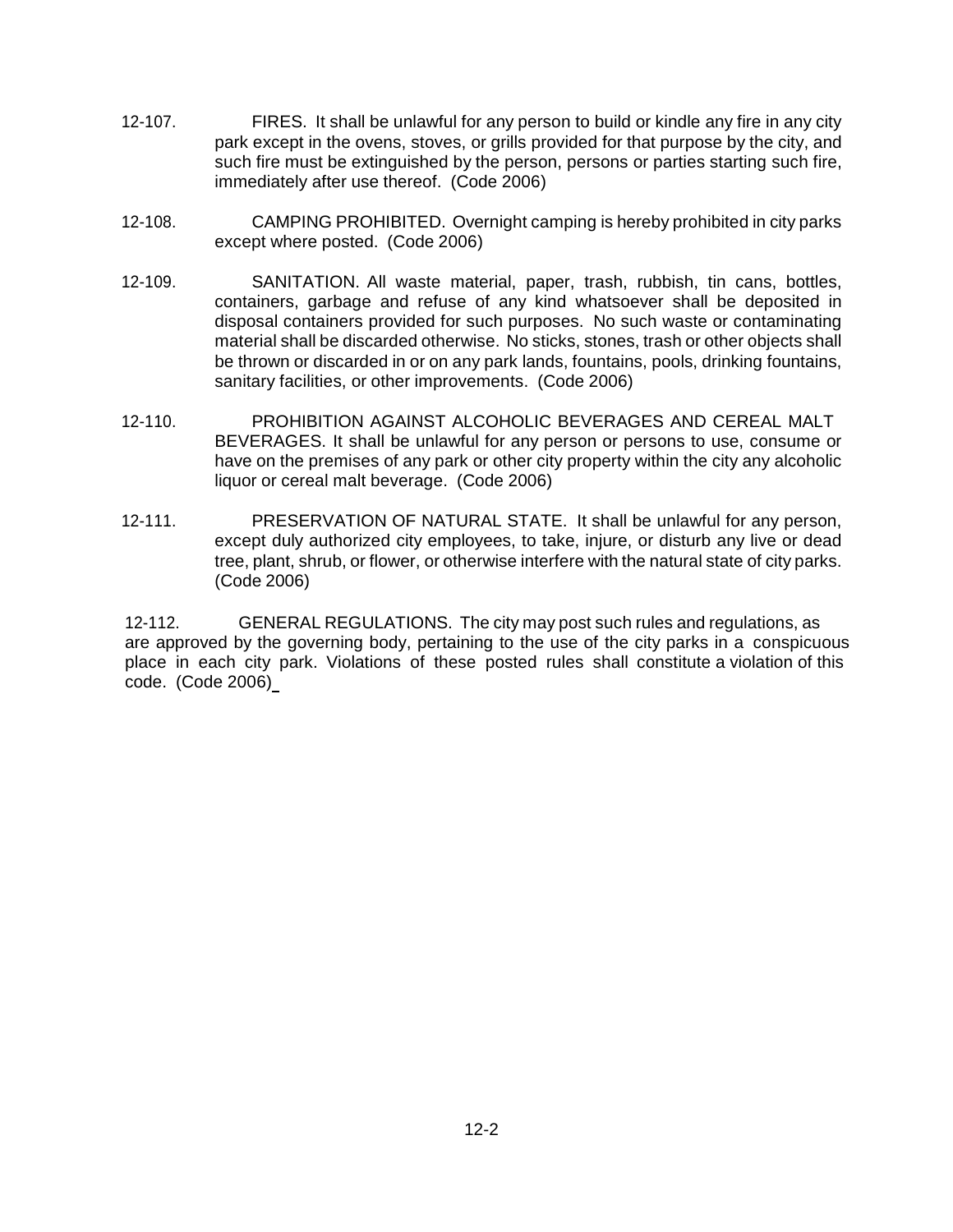12-107. FIRES. It shall be unlawful for any person to build or kindle any fire in any city park except in the ovens, stoves, or grills provided for that purpose by the city, and such fire must be extinguished by the person, persons or parties starting such fire, immediately after use thereof. (Code 2006)

12-108. CAMPING PROHIBITED. Overnight camping is hereby prohibited in city parks except where posted. (Code 2006)

12-109. SANITATION. All waste material, paper, trash, rubbish, tin cans, bottles, containers, garbage and refuse of any kind whatsoever shall be deposited in disposal containers provided for such purposes. No such waste or contaminating material shall be discarded otherwise. No sticks, stones, trash or other objects shall be thrown or discarded in or on any park lands, fountains, pools, drinking fountains, sanitary facilities, or other improvements. (Code 2006)

12-110. PROHIBITION AGAINST ALCOHOLIC BEVERAGES AND CEREAL MALT BEVERAGES. It shall be unlawful for any person or persons to use, consume or have on the premises of any park or other city property within the city any alcoholic liquor or cereal malt beverage. (Code 2006)

12-111. PRESERVATION OF NATURAL STATE. It shall be unlawful for any person, except duly authorized city employees, to take, injure, or disturb any live or dead tree, plant, shrub, or flower, or otherwise interfere with the natural state of city parks. (Code 2006)

12-112. GENERAL REGULATIONS. The city may post such rules and regulations, as are approved by the governing body, pertaining to the use of the city parks in a conspicuous place in each city park. Violations of these posted rules shall constitute a violation of this code. (Code 2006)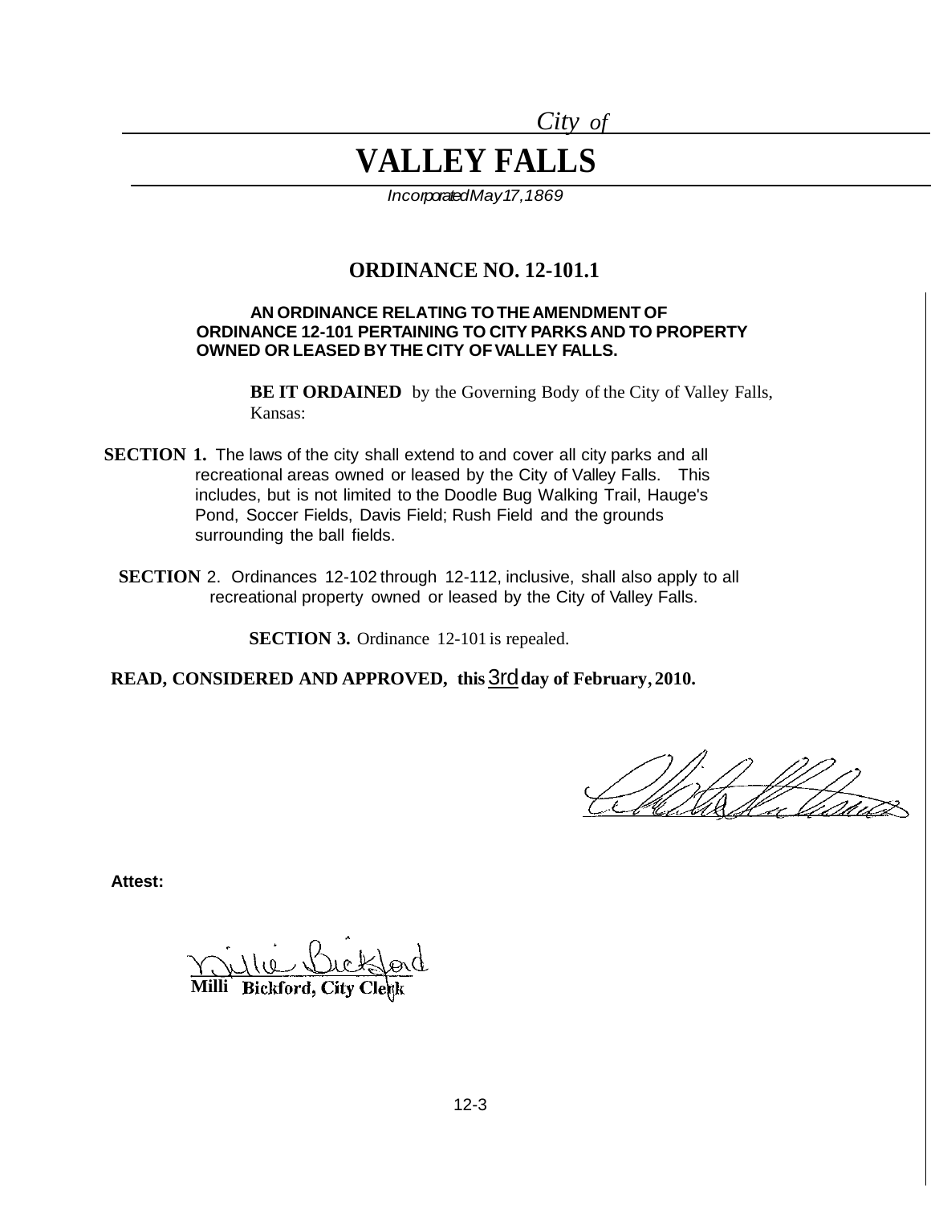*City of*

# VALLEY FALLS

*Incorporated May 17, 1869*

## ORDINANCE NO. 12-101.1

**AN ORDINANCE RELATING TO THE AMENDMENT OF ORDINANCE 12-101 PERTAINING TO CITY PARKS AND TO PROPERTY OWNED OR LEASED BY THE CITY OF VALLEY FALLS.**

**BE IT ORDAINED** by the Governing Body of the City of Valley Falls, Kansas:

**SECTION 1.** The laws of the city shall extend to and cover all city parks and all recreational areas owned or leased by the City of Valley Falls. This includes, but is not limited to the Doodle Bug Walking Trail, Hauge's Pond, Soccer Fields, Davis Field; Rush Field and the grounds surrounding the ball fields.

**SECTION** 2. Ordinances 12-102 through 12-112, inclusive, shall also apply to all recreational property owned or leased by the City of Valley Falls.

**SECTION 3.** Ordinance 12-101 is repealed.

**READ, CONSIDERED AND APPROVED, this** 3rd **day of February, 2010.**

**Attest:**

**Milli Bickford, City Clerk**